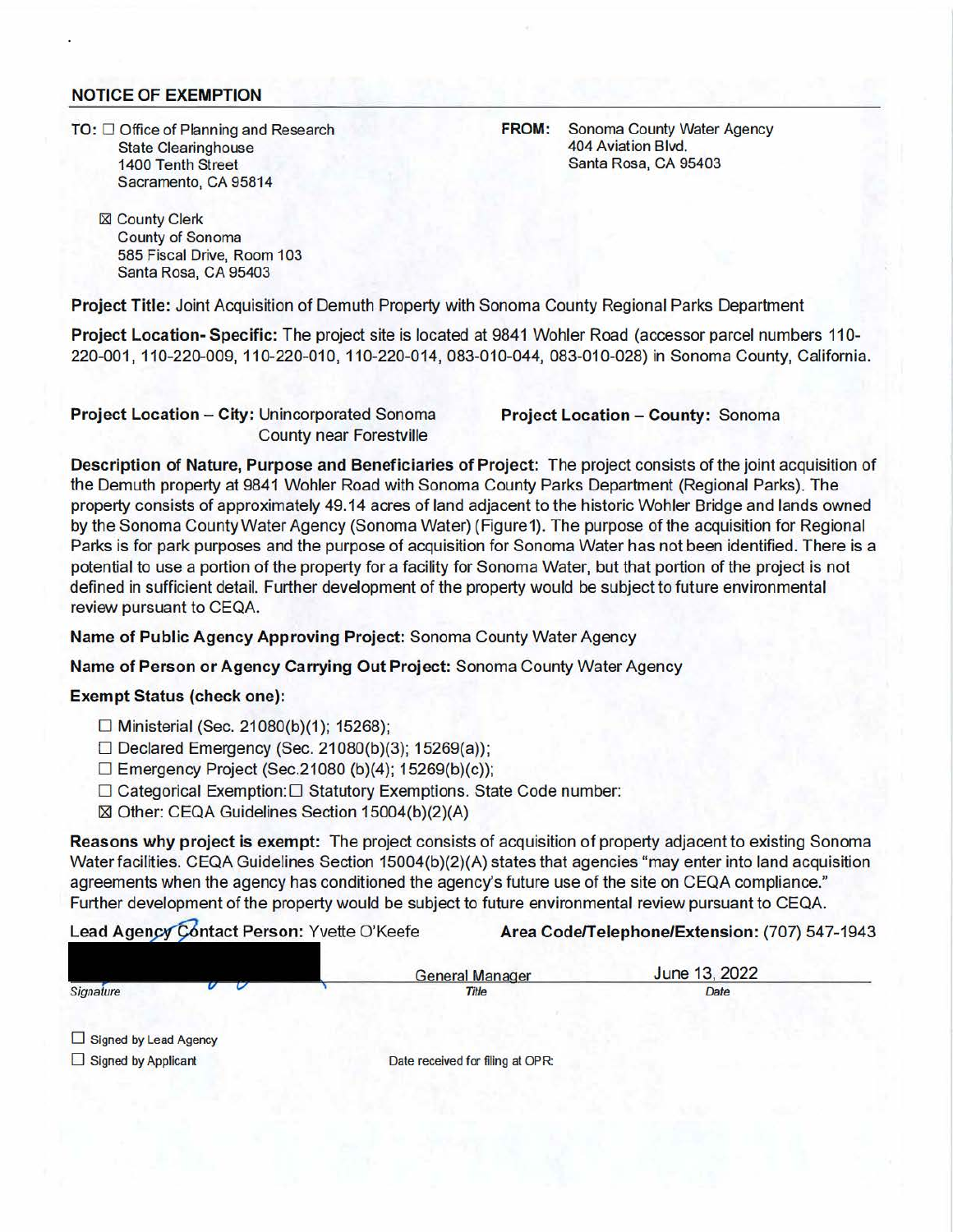## NOTICE OF EXEMPTION

**TO:** ☐ Office of Planning and Research
State Clearinghouse
1400 Tenth Street
Sacramento, CA 95814

☒ County Clerk
County of Sonoma
585 Fiscal Drive, Room 103
Santa Rosa, CA 95403

**FROM:** Sonoma County Water Agency
404 Aviation Blvd.
Santa Rosa, CA 95403

**Project Title:** Joint Acquisition of Demuth Property with Sonoma County Regional Parks Department

**Project Location- Specific:** The project site is located at 9841 Wohler Road (accessor parcel numbers 110-220-001, 110-220-009, 110-220-010, 110-220-014, 083-010-044, 083-010-028) in Sonoma County, California.

**Project Location – City:** Unincorporated Sonoma County near Forestville

**Project Location – County:** Sonoma

**Description of Nature, Purpose and Beneficiaries of Project:** The project consists of the joint acquisition of the Demuth property at 9841 Wohler Road with Sonoma County Parks Department (Regional Parks). The property consists of approximately 49.14 acres of land adjacent to the historic Wohler Bridge and lands owned by the Sonoma County Water Agency (Sonoma Water) (Figure 1). The purpose of the acquisition for Regional Parks is for park purposes and the purpose of acquisition for Sonoma Water has not been identified. There is a potential to use a portion of the property for a facility for Sonoma Water, but that portion of the project is not defined in sufficient detail. Further development of the property would be subject to future environmental review pursuant to CEQA.

**Name of Public Agency Approving Project:** Sonoma County Water Agency

**Name of Person or Agency Carrying Out Project:** Sonoma County Water Agency

**Exempt Status (check one):**

- ☐ Ministerial (Sec. 21080(b)(1); 15268);
- ☐ Declared Emergency (Sec. 21080(b)(3); 15269(a));
- ☐ Emergency Project (Sec.21080 (b)(4); 15269(b)(c));
- ☐ Categorical Exemption: ☐ Statutory Exemptions. State Code number:
- ☒ Other: CEQA Guidelines Section 15004(b)(2)(A)

**Reasons why project is exempt:** The project consists of acquisition of property adjacent to existing Sonoma Water facilities. CEQA Guidelines Section 15004(b)(2)(A) states that agencies "may enter into land acquisition agreements when the agency has conditioned the agency's future use of the site on CEQA compliance." Further development of the property would be subject to future environmental review pursuant to CEQA.

**Lead Agency Contact Person:** Yvette O'Keefe

**Area Code/Telephone/Extension:** (707) 547-1943

| Signature | Title | Date |
|---|---|---|
| [redacted] | General Manager | June 13, 2022 |

☐ Signed by Lead Agency
☐ Signed by Applicant

Date received for filing at OPR: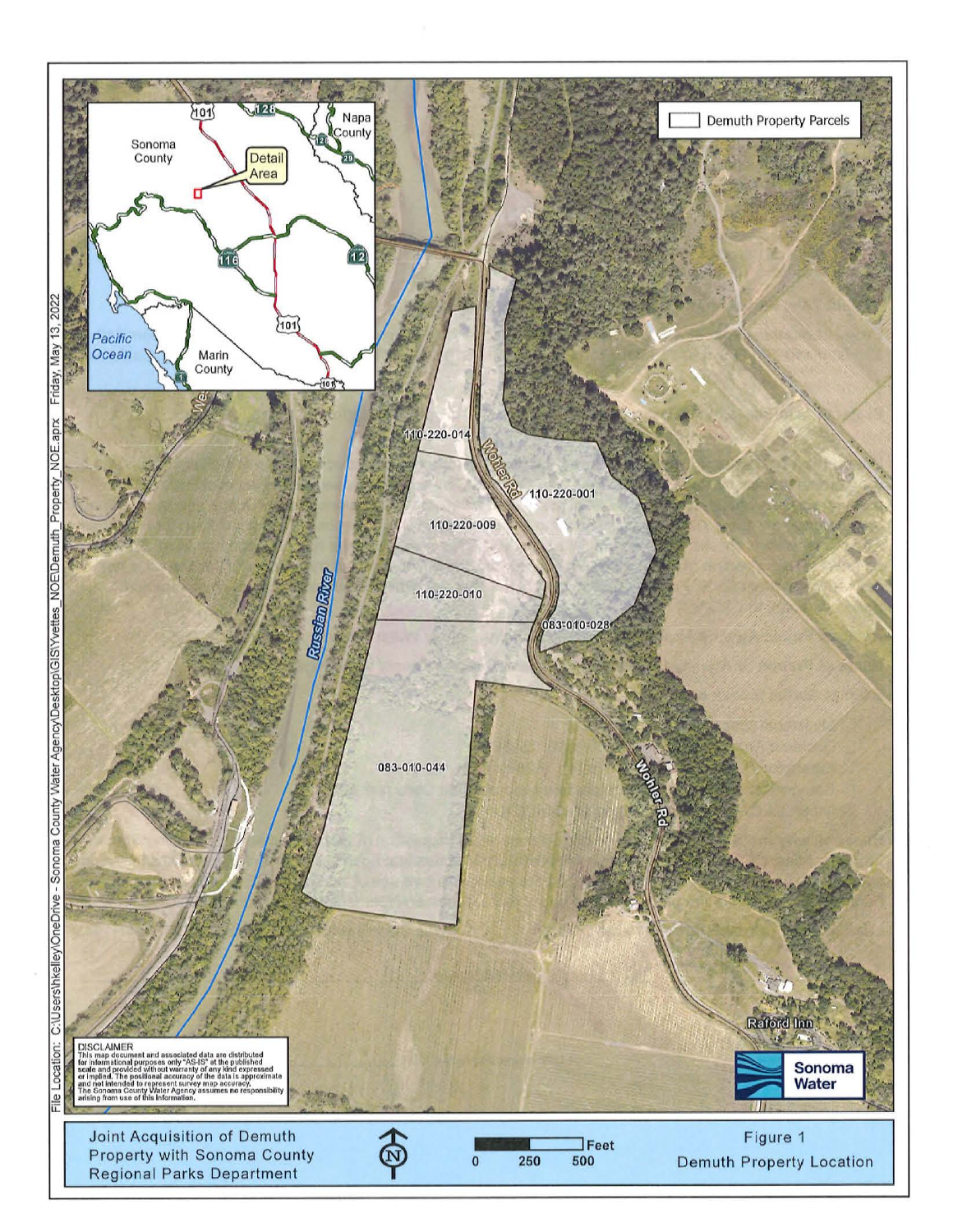Demuth Property Parcels

Napa County

Sonoma County

Detail Area

Pacific Ocean

Marin County

101

128

12

29

116

1

110-220-014

110-220-001

110-220-009

110-220-010

083-010-028

083-010-044

Russian River

Wohler Rd

Raford Inn

DISCLAIMER
This map document and associated data are distributed for informational purposes only "AS-IS" at the published scale and provided without warranty of any kind expressed or implied. The positional accuracy of the data is approximate and not intended to represent survey map accuracy. The Sonoma County Water Agency assumes no responsibility arising from use of this information.

Sonoma Water

File Location: C:\Users\shkelley\OneDrive - Sonoma County Water Agency\Desktop\GIS\Yvettes_NOE\Demuth_Property_NOE.aprx Friday, May 13, 2022

Joint Acquisition of Demuth Property with Sonoma County Regional Parks Department

0 250 500 Feet

Figure 1
Demuth Property Location